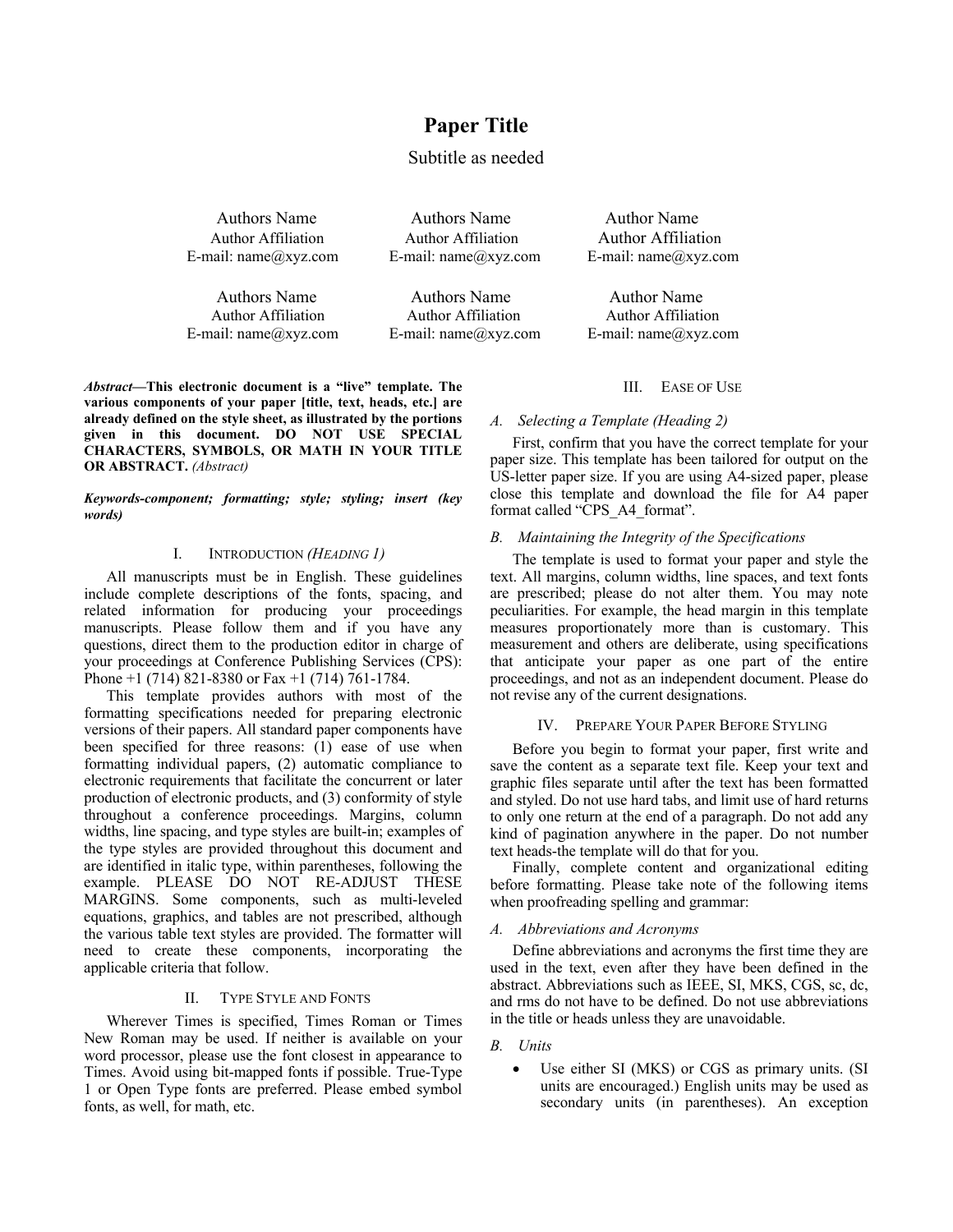# Paper Title

Subtitle as needed

| | | |
|---|---|---|
| Authors Name | Authors Name | Author Name |
| Author Affiliation | Author Affiliation | Author Affiliation |
| E-mail: name@xyz.com | E-mail: name@xyz.com | E-mail: name@xyz.com |
| Authors Name | Authors Name | Author Name |
| Author Affiliation | Author Affiliation | Author Affiliation |
| E-mail: name@xyz.com | E-mail: name@xyz.com | E-mail: name@xyz.com |

***Abstract*—This electronic document is a "live" template. The various components of your paper [title, text, heads, etc.] are already defined on the style sheet, as illustrated by the portions given in this document. DO NOT USE SPECIAL CHARACTERS, SYMBOLS, OR MATH IN YOUR TITLE OR ABSTRACT.** *(Abstract)*

***Keywords-component; formatting; style; styling; insert (key words)***

## I. Introduction *(Heading 1)*

All manuscripts must be in English. These guidelines include complete descriptions of the fonts, spacing, and related information for producing your proceedings manuscripts. Please follow them and if you have any questions, direct them to the production editor in charge of your proceedings at Conference Publishing Services (CPS): Phone +1 (714) 821-8380 or Fax +1 (714) 761-1784.

This template provides authors with most of the formatting specifications needed for preparing electronic versions of their papers. All standard paper components have been specified for three reasons: (1) ease of use when formatting individual papers, (2) automatic compliance to electronic requirements that facilitate the concurrent or later production of electronic products, and (3) conformity of style throughout a conference proceedings. Margins, column widths, line spacing, and type styles are built-in; examples of the type styles are provided throughout this document and are identified in italic type, within parentheses, following the example. PLEASE DO NOT RE-ADJUST THESE MARGINS. Some components, such as multi-leveled equations, graphics, and tables are not prescribed, although the various table text styles are provided. The formatter will need to create these components, incorporating the applicable criteria that follow.

## II. Type Style and Fonts

Wherever Times is specified, Times Roman or Times New Roman may be used. If neither is available on your word processor, please use the font closest in appearance to Times. Avoid using bit-mapped fonts if possible. True-Type 1 or Open Type fonts are preferred. Please embed symbol fonts, as well, for math, etc.

## III. Ease of Use

### *A. Selecting a Template (Heading 2)*

First, confirm that you have the correct template for your paper size. This template has been tailored for output on the US-letter paper size. If you are using A4-sized paper, please close this template and download the file for A4 paper format called "CPS_A4_format".

### *B. Maintaining the Integrity of the Specifications*

The template is used to format your paper and style the text. All margins, column widths, line spaces, and text fonts are prescribed; please do not alter them. You may note peculiarities. For example, the head margin in this template measures proportionately more than is customary. This measurement and others are deliberate, using specifications that anticipate your paper as one part of the entire proceedings, and not as an independent document. Please do not revise any of the current designations.

## IV. Prepare Your Paper Before Styling

Before you begin to format your paper, first write and save the content as a separate text file. Keep your text and graphic files separate until after the text has been formatted and styled. Do not use hard tabs, and limit use of hard returns to only one return at the end of a paragraph. Do not add any kind of pagination anywhere in the paper. Do not number text heads-the template will do that for you.

Finally, complete content and organizational editing before formatting. Please take note of the following items when proofreading spelling and grammar:

### *A. Abbreviations and Acronyms*

Define abbreviations and acronyms the first time they are used in the text, even after they have been defined in the abstract. Abbreviations such as IEEE, SI, MKS, CGS, sc, dc, and rms do not have to be defined. Do not use abbreviations in the title or heads unless they are unavoidable.

### *B. Units*

- Use either SI (MKS) or CGS as primary units. (SI units are encouraged.) English units may be used as secondary units (in parentheses). An exception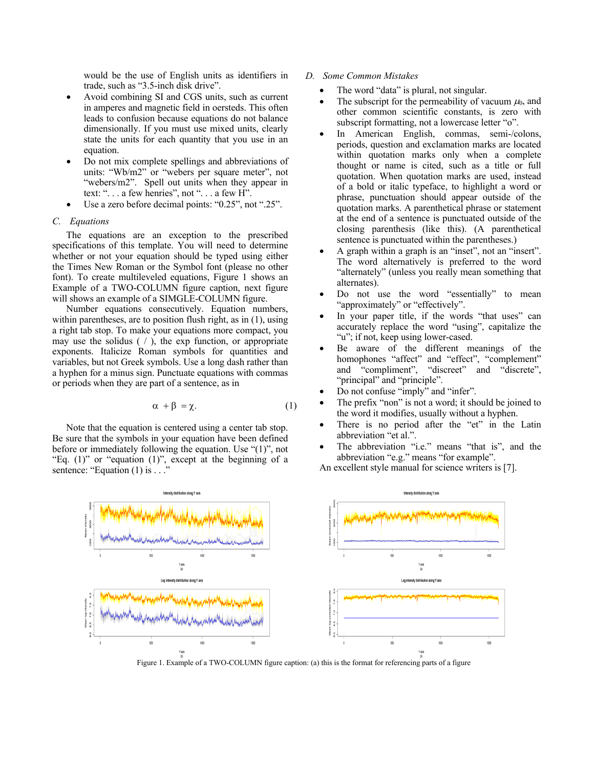would be the use of English units as identifiers in trade, such as "3.5-inch disk drive".

- Avoid combining SI and CGS units, such as current in amperes and magnetic field in oersteds. This often leads to confusion because equations do not balance dimensionally. If you must use mixed units, clearly state the units for each quantity that you use in an equation.
- Do not mix complete spellings and abbreviations of units: "Wb/m2" or "webers per square meter", not "webers/m2". Spell out units when they appear in text: ". . . a few henries", not ". . . a few H".
- Use a zero before decimal points: "0.25", not ".25".

### C. Equations

The equations are an exception to the prescribed specifications of this template. You will need to determine whether or not your equation should be typed using either the Times New Roman or the Symbol font (please no other font). To create multileveled equations, Figure 1 shows an Example of a TWO-COLUMN figure caption, next figure will shows an example of a SIMGLE-COLUMN figure.

Number equations consecutively. Equation numbers, within parentheses, are to position flush right, as in (1), using a right tab stop. To make your equations more compact, you may use the solidus ( / ), the exp function, or appropriate exponents. Italicize Roman symbols for quantities and variables, but not Greek symbols. Use a long dash rather than a hyphen for a minus sign. Punctuate equations with commas or periods when they are part of a sentence, as in

$$\alpha + \beta = \chi. \tag{1}$$

Note that the equation is centered using a center tab stop. Be sure that the symbols in your equation have been defined before or immediately following the equation. Use "(1)", not "Eq. (1)" or "equation (1)", except at the beginning of a sentence: "Equation (1) is . . ."

### D. Some Common Mistakes

- The word "data" is plural, not singular.
- The subscript for the permeability of vacuum $\mu_0$, and other common scientific constants, is zero with subscript formatting, not a lowercase letter "o".
- In American English, commas, semi-/colons, periods, question and exclamation marks are located within quotation marks only when a complete thought or name is cited, such as a title or full quotation. When quotation marks are used, instead of a bold or italic typeface, to highlight a word or phrase, punctuation should appear outside of the quotation marks. A parenthetical phrase or statement at the end of a sentence is punctuated outside of the closing parenthesis (like this). (A parenthetical sentence is punctuated within the parentheses.)
- A graph within a graph is an "inset", not an "insert". The word alternatively is preferred to the word "alternately" (unless you really mean something that alternates).
- Do not use the word "essentially" to mean "approximately" or "effectively".
- In your paper title, if the words "that uses" can accurately replace the word "using", capitalize the "u"; if not, keep using lower-cased.
- Be aware of the different meanings of the homophones "affect" and "effect", "complement" and "compliment", "discreet" and "discrete", "principal" and "principle".
- Do not confuse "imply" and "infer".
- The prefix "non" is not a word; it should be joined to the word it modifies, usually without a hyphen.
- There is no period after the "et" in the Latin abbreviation "et al.".
- The abbreviation "i.e." means "that is", and the abbreviation "e.g." means "for example".

An excellent style manual for science writers is [7].

Figure 1. Example of a TWO-COLUMN figure caption: (a) this is the format for referencing parts of a figure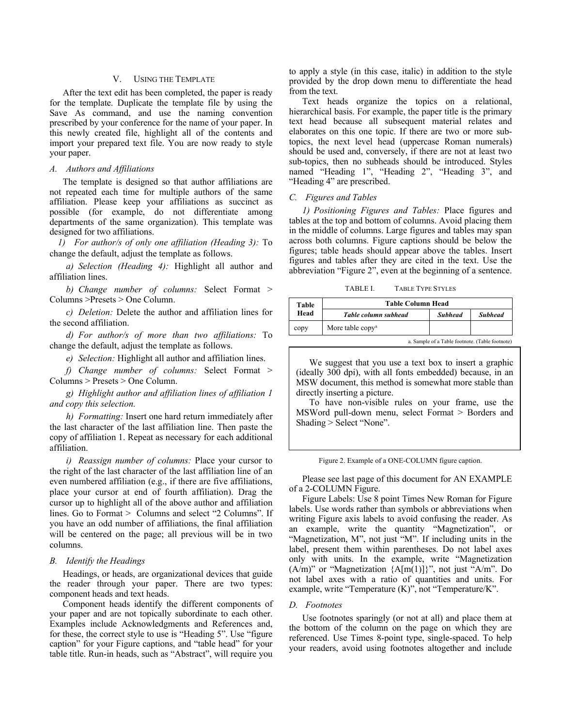## V. Using the Template

After the text edit has been completed, the paper is ready for the template. Duplicate the template file by using the Save As command, and use the naming convention prescribed by your conference for the name of your paper. In this newly created file, highlight all of the contents and import your prepared text file. You are now ready to style your paper.

### *A. Authors and Affiliations*

The template is designed so that author affiliations are not repeated each time for multiple authors of the same affiliation. Please keep your affiliations as succinct as possible (for example, do not differentiate among departments of the same organization). This template was designed for two affiliations.

*1) For author/s of only one affiliation (Heading 3):* To change the default, adjust the template as follows.

*a) Selection (Heading 4):* Highlight all author and affiliation lines.

*b) Change number of columns:* Select Format > Columns >Presets > One Column.

*c) Deletion:* Delete the author and affiliation lines for the second affiliation.

*d) For author/s of more than two affiliations:* To change the default, adjust the template as follows.

*e) Selection:* Highlight all author and affiliation lines.

*f) Change number of columns:* Select Format > Columns > Presets > One Column.

*g) Highlight author and affiliation lines of affiliation 1 and copy this selection.*

*h) Formatting:* Insert one hard return immediately after the last character of the last affiliation line. Then paste the copy of affiliation 1. Repeat as necessary for each additional affiliation.

*i) Reassign number of columns:* Place your cursor to the right of the last character of the last affiliation line of an even numbered affiliation (e.g., if there are five affiliations, place your cursor at end of fourth affiliation). Drag the cursor up to highlight all of the above author and affiliation lines. Go to Format > Columns and select "2 Columns". If you have an odd number of affiliations, the final affiliation will be centered on the page; all previous will be in two columns.

### *B. Identify the Headings*

Headings, or heads, are organizational devices that guide the reader through your paper. There are two types: component heads and text heads.

Component heads identify the different components of your paper and are not topically subordinate to each other. Examples include Acknowledgments and References and, for these, the correct style to use is "Heading 5". Use "figure caption" for your Figure captions, and "table head" for your table title. Run-in heads, such as "Abstract", will require you to apply a style (in this case, italic) in addition to the style provided by the drop down menu to differentiate the head from the text.

Text heads organize the topics on a relational, hierarchical basis. For example, the paper title is the primary text head because all subsequent material relates and elaborates on this one topic. If there are two or more sub-topics, the next level head (uppercase Roman numerals) should be used and, conversely, if there are not at least two sub-topics, then no subheads should be introduced. Styles named "Heading 1", "Heading 2", "Heading 3", and "Heading 4" are prescribed.

### *C. Figures and Tables*

*1) Positioning Figures and Tables:* Place figures and tables at the top and bottom of columns. Avoid placing them in the middle of columns. Large figures and tables may span across both columns. Figure captions should be below the figures; table heads should appear above the tables. Insert figures and tables after they are cited in the text. Use the abbreviation "Figure 2", even at the beginning of a sentence.

TABLE I. Table Type Styles

| **Table Head** | **Table Column Head** | | |
|---|---|---|---|
| | ***Table column subhead*** | ***Subhead*** | ***Subhead*** |
| copy | More table copy[a] | | |

a. Sample of a Table footnote. (Table footnote)

We suggest that you use a text box to insert a graphic (ideally 300 dpi), with all fonts embedded) because, in an MSW document, this method is somewhat more stable than directly inserting a picture.

To have non-visible rules on your frame, use the MSWord pull-down menu, select Format > Borders and Shading > Select "None".

Figure 2. Example of a ONE-COLUMN figure caption.

Please see last page of this document for AN EXAMPLE of a 2-COLUMN Figure.

Figure Labels: Use 8 point Times New Roman for Figure labels. Use words rather than symbols or abbreviations when writing Figure axis labels to avoid confusing the reader. As an example, write the quantity "Magnetization", or "Magnetization, M", not just "M". If including units in the label, present them within parentheses. Do not label axes only with units. In the example, write "Magnetization (A/m)" or "Magnetization {A[m(1)]}", not just "A/m". Do not label axes with a ratio of quantities and units. For example, write "Temperature (K)", not "Temperature/K".

### *D. Footnotes*

Use footnotes sparingly (or not at all) and place them at the bottom of the column on the page on which they are referenced. Use Times 8-point type, single-spaced. To help your readers, avoid using footnotes altogether and include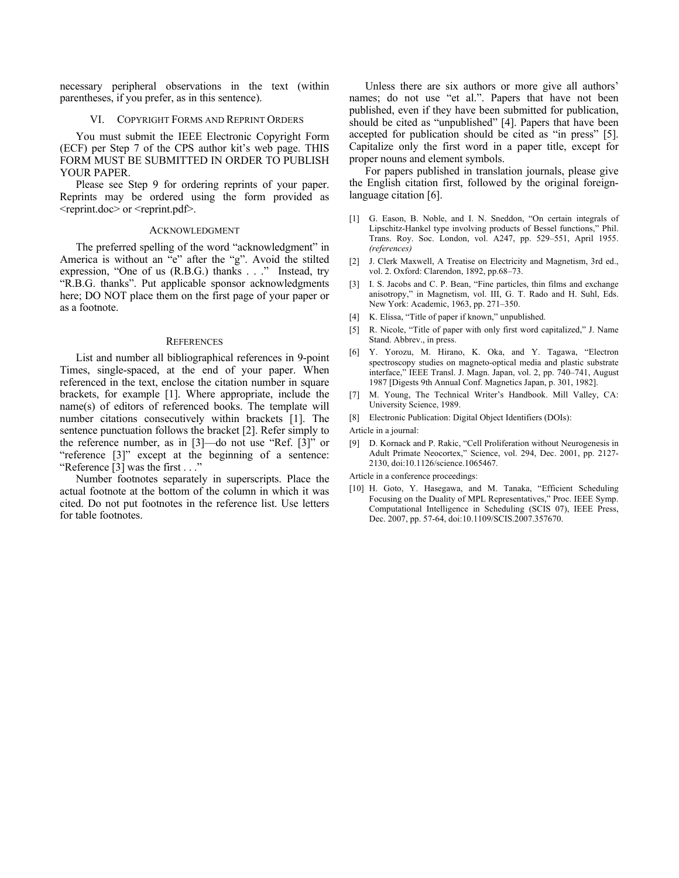necessary peripheral observations in the text (within parentheses, if you prefer, as in this sentence).

## VI. Copyright Forms and Reprint Orders

You must submit the IEEE Electronic Copyright Form (ECF) per Step 7 of the CPS author kit's web page. THIS FORM MUST BE SUBMITTED IN ORDER TO PUBLISH YOUR PAPER.

Please see Step 9 for ordering reprints of your paper. Reprints may be ordered using the form provided as <reprint.doc> or <reprint.pdf>.

## Acknowledgment

The preferred spelling of the word "acknowledgment" in America is without an "e" after the "g". Avoid the stilted expression, "One of us (R.B.G.) thanks . . ." Instead, try "R.B.G. thanks". Put applicable sponsor acknowledgments here; DO NOT place them on the first page of your paper or as a footnote.

## References

List and number all bibliographical references in 9-point Times, single-spaced, at the end of your paper. When referenced in the text, enclose the citation number in square brackets, for example [1]. Where appropriate, include the name(s) of editors of referenced books. The template will number citations consecutively within brackets [1]. The sentence punctuation follows the bracket [2]. Refer simply to the reference number, as in [3]—do not use "Ref. [3]" or "reference [3]" except at the beginning of a sentence: "Reference [3] was the first . . ."

Number footnotes separately in superscripts. Place the actual footnote at the bottom of the column in which it was cited. Do not put footnotes in the reference list. Use letters for table footnotes.

Unless there are six authors or more give all authors' names; do not use "et al.". Papers that have not been published, even if they have been submitted for publication, should be cited as "unpublished" [4]. Papers that have been accepted for publication should be cited as "in press" [5]. Capitalize only the first word in a paper title, except for proper nouns and element symbols.

For papers published in translation journals, please give the English citation first, followed by the original foreign-language citation [6].

[1] G. Eason, B. Noble, and I. N. Sneddon, "On certain integrals of Lipschitz-Hankel type involving products of Bessel functions," Phil. Trans. Roy. Soc. London, vol. A247, pp. 529–551, April 1955. *(references)*

[2] J. Clerk Maxwell, A Treatise on Electricity and Magnetism, 3rd ed., vol. 2. Oxford: Clarendon, 1892, pp.68–73.

[3] I. S. Jacobs and C. P. Bean, "Fine particles, thin films and exchange anisotropy," in Magnetism, vol. III, G. T. Rado and H. Suhl, Eds. New York: Academic, 1963, pp. 271–350.

[4] K. Elissa, "Title of paper if known," unpublished.

[5] R. Nicole, "Title of paper with only first word capitalized," J. Name Stand. Abbrev., in press.

[6] Y. Yorozu, M. Hirano, K. Oka, and Y. Tagawa, "Electron spectroscopy studies on magneto-optical media and plastic substrate interface," IEEE Transl. J. Magn. Japan, vol. 2, pp. 740–741, August 1987 [Digests 9th Annual Conf. Magnetics Japan, p. 301, 1982].

[7] M. Young, The Technical Writer's Handbook. Mill Valley, CA: University Science, 1989.

[8] Electronic Publication: Digital Object Identifiers (DOIs):

Article in a journal:

[9] D. Kornack and P. Rakic, "Cell Proliferation without Neurogenesis in Adult Primate Neocortex," Science, vol. 294, Dec. 2001, pp. 2127-2130, doi:10.1126/science.1065467.

Article in a conference proceedings:

[10] H. Goto, Y. Hasegawa, and M. Tanaka, "Efficient Scheduling Focusing on the Duality of MPL Representatives," Proc. IEEE Symp. Computational Intelligence in Scheduling (SCIS 07), IEEE Press, Dec. 2007, pp. 57-64, doi:10.1109/SCIS.2007.357670.